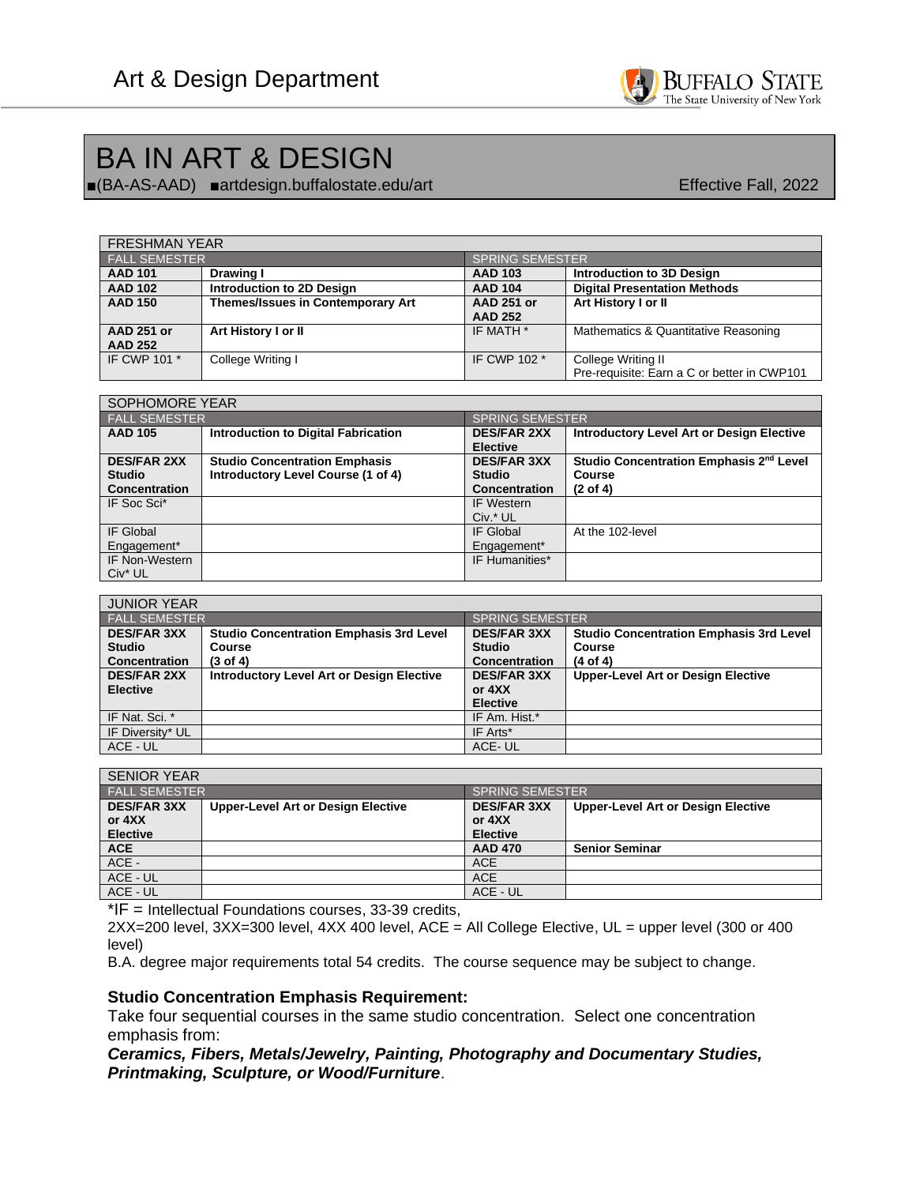Art & Design Department

BUFFALO STATE
The State University of New York

# BA IN ART & DESIGN

■(BA-AS-AAD) ■artdesign.buffalostate.edu/art

Effective Fall, 2022

| FRESHMAN YEAR | | | |
|---|---|---|---|
| FALL SEMESTER | | SPRING SEMESTER | |
| **AAD 101** | **Drawing I** | **AAD 103** | **Introduction to 3D Design** |
| **AAD 102** | **Introduction to 2D Design** | **AAD 104** | **Digital Presentation Methods** |
| **AAD 150** | **Themes/Issues in Contemporary Art** | **AAD 251 or AAD 252** | **Art History I or II** |
| **AAD 251 or AAD 252** | **Art History I or II** | IF MATH * | Mathematics & Quantitative Reasoning |
| IF CWP 101 * | College Writing I | IF CWP 102 * | College Writing II<br>Pre-requisite: Earn a C or better in CWP101 |

| SOPHOMORE YEAR | | | |
|---|---|---|---|
| FALL SEMESTER | | SPRING SEMESTER | |
| **AAD 105** | **Introduction to Digital Fabrication** | **DES/FAR 2XX Elective** | **Introductory Level Art or Design Elective** |
| **DES/FAR 2XX Studio Concentration** | **Studio Concentration Emphasis Introductory Level Course (1 of 4)** | **DES/FAR 3XX Studio Concentration** | **Studio Concentration Emphasis 2nd Level Course (2 of 4)** |
| IF Soc Sci* | | IF Western Civ.* UL | |
| IF Global Engagement* | | IF Global Engagement* | At the 102-level |
| IF Non-Western Civ* UL | | IF Humanities* | |

| JUNIOR YEAR | | | |
|---|---|---|---|
| FALL SEMESTER | | SPRING SEMESTER | |
| **DES/FAR 3XX Studio Concentration** | **Studio Concentration Emphasis 3rd Level Course (3 of 4)** | **DES/FAR 3XX Studio Concentration** | **Studio Concentration Emphasis 3rd Level Course (4 of 4)** |
| **DES/FAR 2XX Elective** | **Introductory Level Art or Design Elective** | **DES/FAR 3XX or 4XX Elective** | **Upper-Level Art or Design Elective** |
| IF Nat. Sci. * | | IF Am. Hist.* | |
| IF Diversity* UL | | IF Arts* | |
| ACE - UL | | ACE- UL | |

| SENIOR YEAR | | | |
|---|---|---|---|
| FALL SEMESTER | | SPRING SEMESTER | |
| **DES/FAR 3XX or 4XX Elective** | **Upper-Level Art or Design Elective** | **DES/FAR 3XX or 4XX Elective** | **Upper-Level Art or Design Elective** |
| **ACE** | | **AAD 470** | **Senior Seminar** |
| ACE - | | ACE | |
| ACE - UL | | ACE | |
| ACE - UL | | ACE - UL | |

*IF = Intellectual Foundations courses, 33-39 credits,
2XX=200 level, 3XX=300 level, 4XX 400 level, ACE = All College Elective, UL = upper level (300 or 400 level)
B.A. degree major requirements total 54 credits. The course sequence may be subject to change.

**Studio Concentration Emphasis Requirement:**
Take four sequential courses in the same studio concentration. Select one concentration emphasis from:
***Ceramics, Fibers, Metals/Jewelry, Painting, Photography and Documentary Studies, Printmaking, Sculpture, or Wood/Furniture***.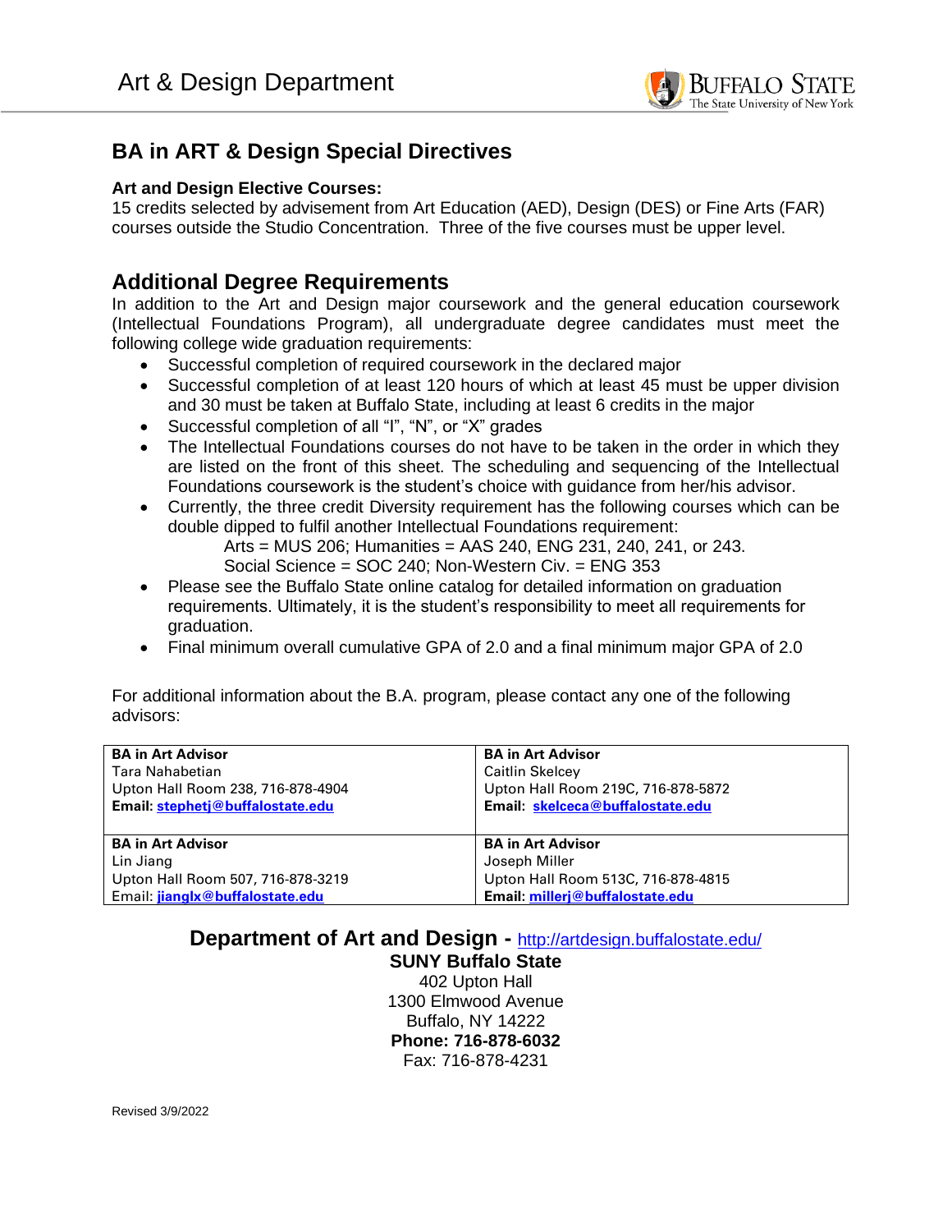Art & Design Department

## BA in ART & Design Special Directives

**Art and Design Elective Courses:**
15 credits selected by advisement from Art Education (AED), Design (DES) or Fine Arts (FAR) courses outside the Studio Concentration. Three of the five courses must be upper level.

## Additional Degree Requirements

In addition to the Art and Design major coursework and the general education coursework (Intellectual Foundations Program), all undergraduate degree candidates must meet the following college wide graduation requirements:

- Successful completion of required coursework in the declared major
- Successful completion of at least 120 hours of which at least 45 must be upper division and 30 must be taken at Buffalo State, including at least 6 credits in the major
- Successful completion of all "I", "N", or "X" grades
- The Intellectual Foundations courses do not have to be taken in the order in which they are listed on the front of this sheet. The scheduling and sequencing of the Intellectual Foundations coursework is the student's choice with guidance from her/his advisor.
- Currently, the three credit Diversity requirement has the following courses which can be double dipped to fulfil another Intellectual Foundations requirement:
  Arts = MUS 206; Humanities = AAS 240, ENG 231, 240, 241, or 243.
  Social Science = SOC 240; Non-Western Civ. = ENG 353
- Please see the Buffalo State online catalog for detailed information on graduation requirements. Ultimately, it is the student's responsibility to meet all requirements for graduation.
- Final minimum overall cumulative GPA of 2.0 and a final minimum major GPA of 2.0

For additional information about the B.A. program, please contact any one of the following advisors:

| | |
|---|---|
| **BA in Art Advisor**<br>Tara Nahabetian<br>Upton Hall Room 238, 716-878-4904<br>**Email: stephetj@buffalostate.edu** | **BA in Art Advisor**<br>Caitlin Skelcey<br>Upton Hall Room 219C, 716-878-5872<br>**Email: skelceca@buffalostate.edu** |
| **BA in Art Advisor**<br>Lin Jiang<br>Upton Hall Room 507, 716-878-3219<br>Email: **jianglx@buffalostate.edu** | **BA in Art Advisor**<br>Joseph Miller<br>Upton Hall Room 513C, 716-878-4815<br>**Email: millerj@buffalostate.edu** |

**Department of Art and Design -** http://artdesign.buffalostate.edu/
**SUNY Buffalo State**
402 Upton Hall
1300 Elmwood Avenue
Buffalo, NY 14222
**Phone: 716-878-6032**
Fax: 716-878-4231

Revised 3/9/2022